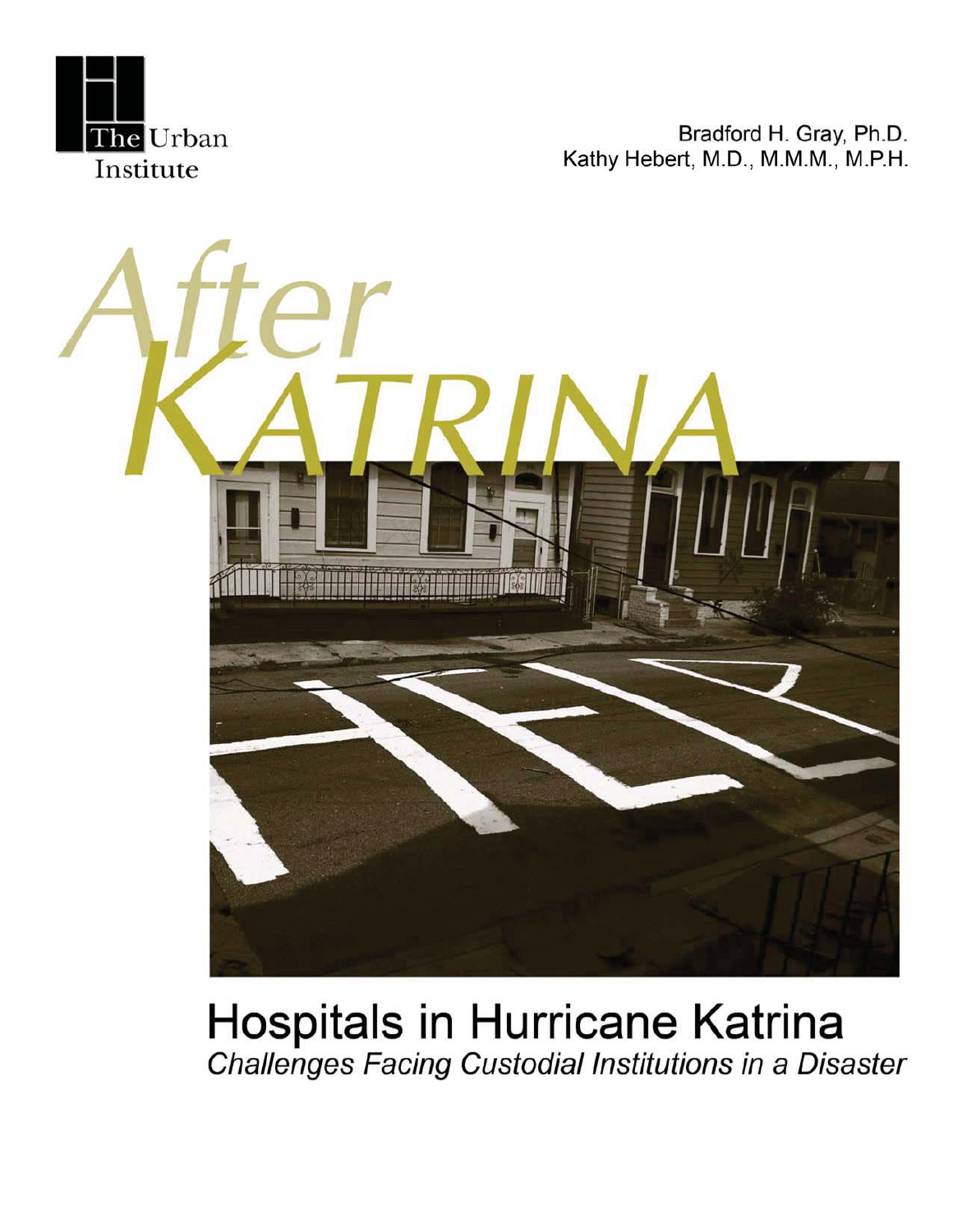The Urban Institute

Bradford H. Gray, Ph.D.
Kathy Hebert, M.D., M.M.M., M.P.H.

# After KATRINA

## Hospitals in Hurricane Katrina

*Challenges Facing Custodial Institutions in a Disaster*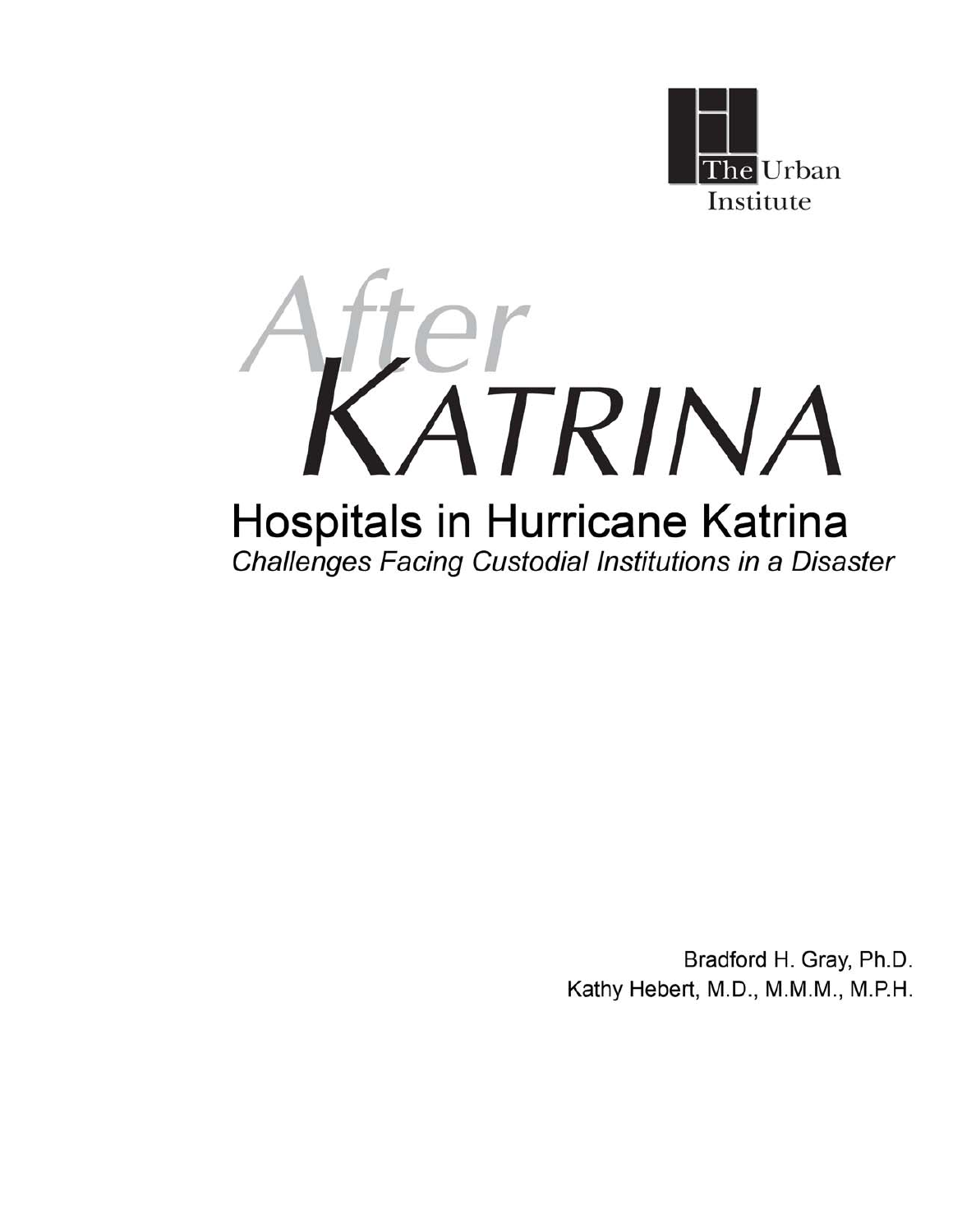The Urban Institute

# After KATRINA

## Hospitals in Hurricane Katrina

*Challenges Facing Custodial Institutions in a Disaster*

Bradford H. Gray, Ph.D.

Kathy Hebert, M.D., M.M.M., M.P.H.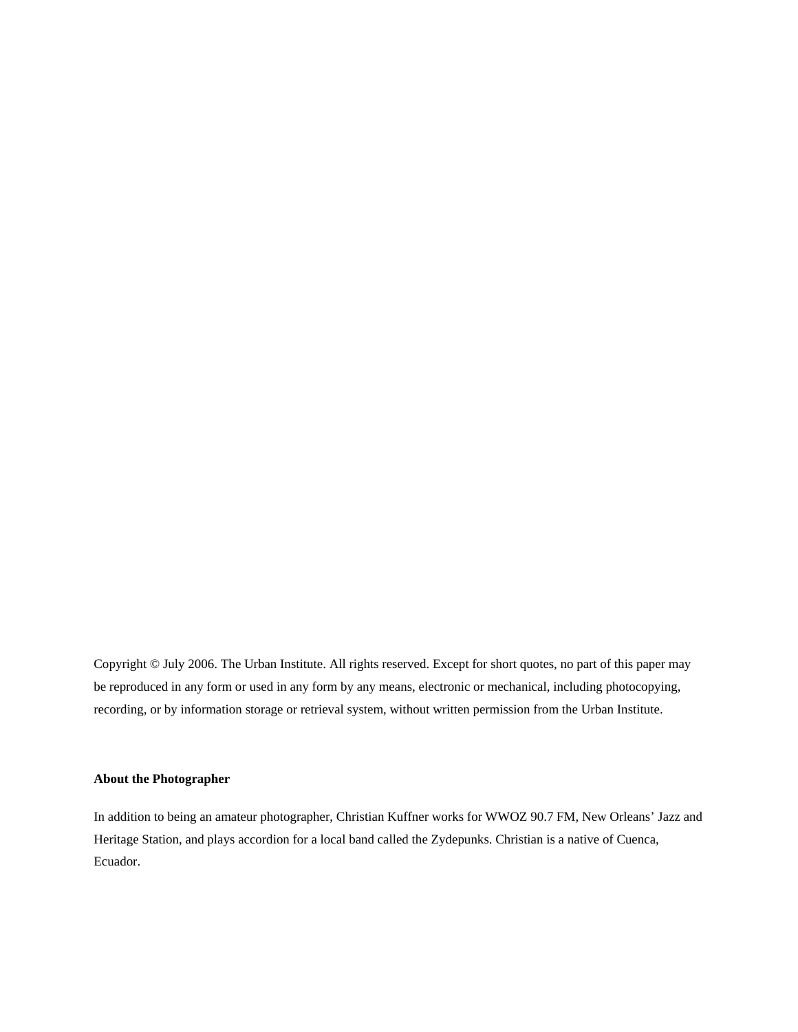Copyright © July 2006. The Urban Institute. All rights reserved. Except for short quotes, no part of this paper may be reproduced in any form or used in any form by any means, electronic or mechanical, including photocopying, recording, or by information storage or retrieval system, without written permission from the Urban Institute.

**About the Photographer**

In addition to being an amateur photographer, Christian Kuffner works for WWOZ 90.7 FM, New Orleans' Jazz and Heritage Station, and plays accordion for a local band called the Zydepunks. Christian is a native of Cuenca, Ecuador.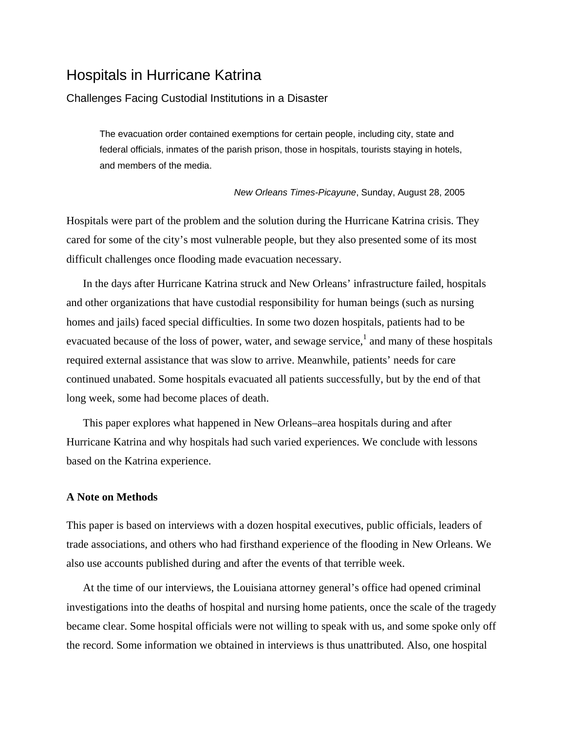# Hospitals in Hurricane Katrina

## Challenges Facing Custodial Institutions in a Disaster

> The evacuation order contained exemptions for certain people, including city, state and federal officials, inmates of the parish prison, those in hospitals, tourists staying in hotels, and members of the media.
>
> *New Orleans Times-Picayune*, Sunday, August 28, 2005

Hospitals were part of the problem and the solution during the Hurricane Katrina crisis. They cared for some of the city's most vulnerable people, but they also presented some of its most difficult challenges once flooding made evacuation necessary.

In the days after Hurricane Katrina struck and New Orleans' infrastructure failed, hospitals and other organizations that have custodial responsibility for human beings (such as nursing homes and jails) faced special difficulties. In some two dozen hospitals, patients had to be evacuated because of the loss of power, water, and sewage service,[1] and many of these hospitals required external assistance that was slow to arrive. Meanwhile, patients' needs for care continued unabated. Some hospitals evacuated all patients successfully, but by the end of that long week, some had become places of death.

This paper explores what happened in New Orleans–area hospitals during and after Hurricane Katrina and why hospitals had such varied experiences. We conclude with lessons based on the Katrina experience.

### A Note on Methods

This paper is based on interviews with a dozen hospital executives, public officials, leaders of trade associations, and others who had firsthand experience of the flooding in New Orleans. We also use accounts published during and after the events of that terrible week.

At the time of our interviews, the Louisiana attorney general's office had opened criminal investigations into the deaths of hospital and nursing home patients, once the scale of the tragedy became clear. Some hospital officials were not willing to speak with us, and some spoke only off the record. Some information we obtained in interviews is thus unattributed. Also, one hospital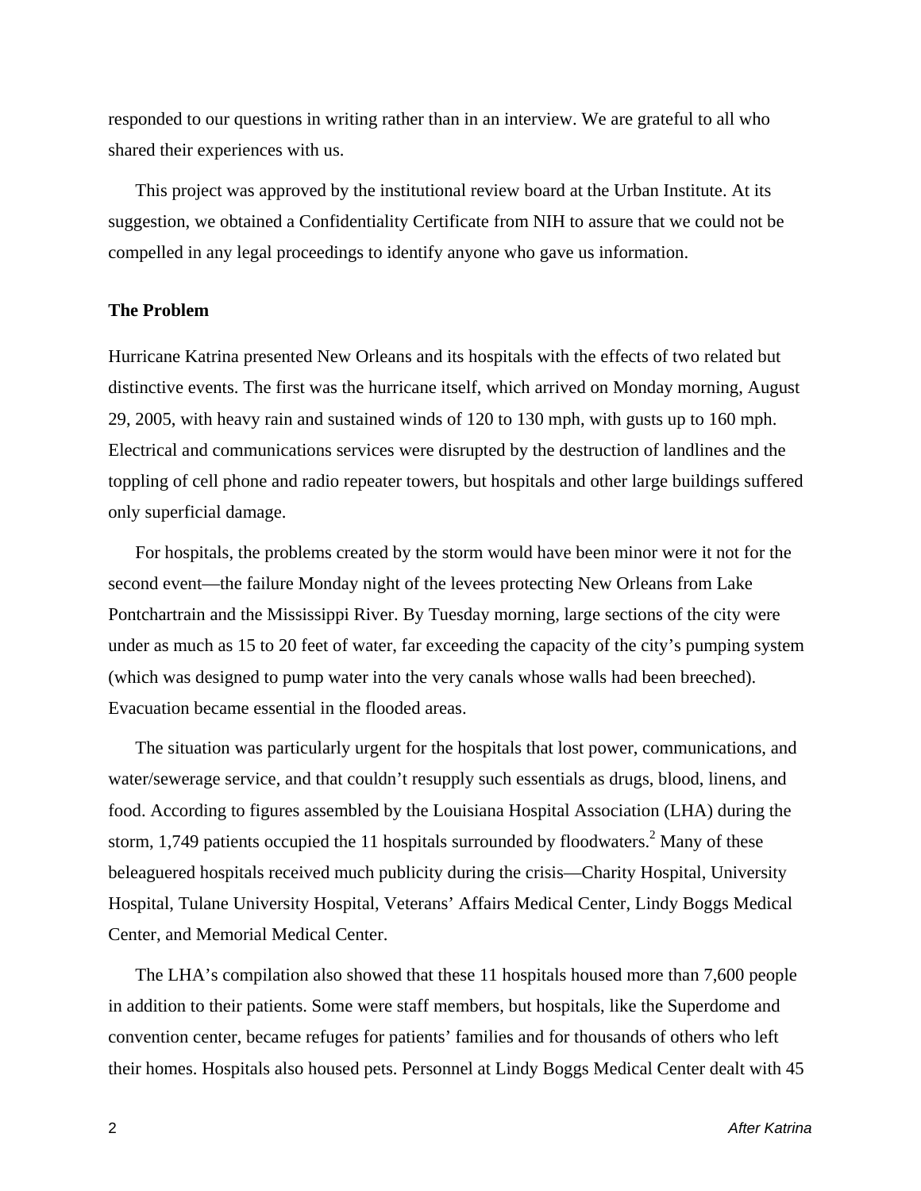responded to our questions in writing rather than in an interview. We are grateful to all who shared their experiences with us.

This project was approved by the institutional review board at the Urban Institute. At its suggestion, we obtained a Confidentiality Certificate from NIH to assure that we could not be compelled in any legal proceedings to identify anyone who gave us information.

**The Problem**

Hurricane Katrina presented New Orleans and its hospitals with the effects of two related but distinctive events. The first was the hurricane itself, which arrived on Monday morning, August 29, 2005, with heavy rain and sustained winds of 120 to 130 mph, with gusts up to 160 mph. Electrical and communications services were disrupted by the destruction of landlines and the toppling of cell phone and radio repeater towers, but hospitals and other large buildings suffered only superficial damage.

For hospitals, the problems created by the storm would have been minor were it not for the second event—the failure Monday night of the levees protecting New Orleans from Lake Pontchartrain and the Mississippi River. By Tuesday morning, large sections of the city were under as much as 15 to 20 feet of water, far exceeding the capacity of the city's pumping system (which was designed to pump water into the very canals whose walls had been breeched). Evacuation became essential in the flooded areas.

The situation was particularly urgent for the hospitals that lost power, communications, and water/sewerage service, and that couldn't resupply such essentials as drugs, blood, linens, and food. According to figures assembled by the Louisiana Hospital Association (LHA) during the storm, 1,749 patients occupied the 11 hospitals surrounded by floodwaters.[2] Many of these beleaguered hospitals received much publicity during the crisis—Charity Hospital, University Hospital, Tulane University Hospital, Veterans' Affairs Medical Center, Lindy Boggs Medical Center, and Memorial Medical Center.

The LHA's compilation also showed that these 11 hospitals housed more than 7,600 people in addition to their patients. Some were staff members, but hospitals, like the Superdome and convention center, became refuges for patients' families and for thousands of others who left their homes. Hospitals also housed pets. Personnel at Lindy Boggs Medical Center dealt with 45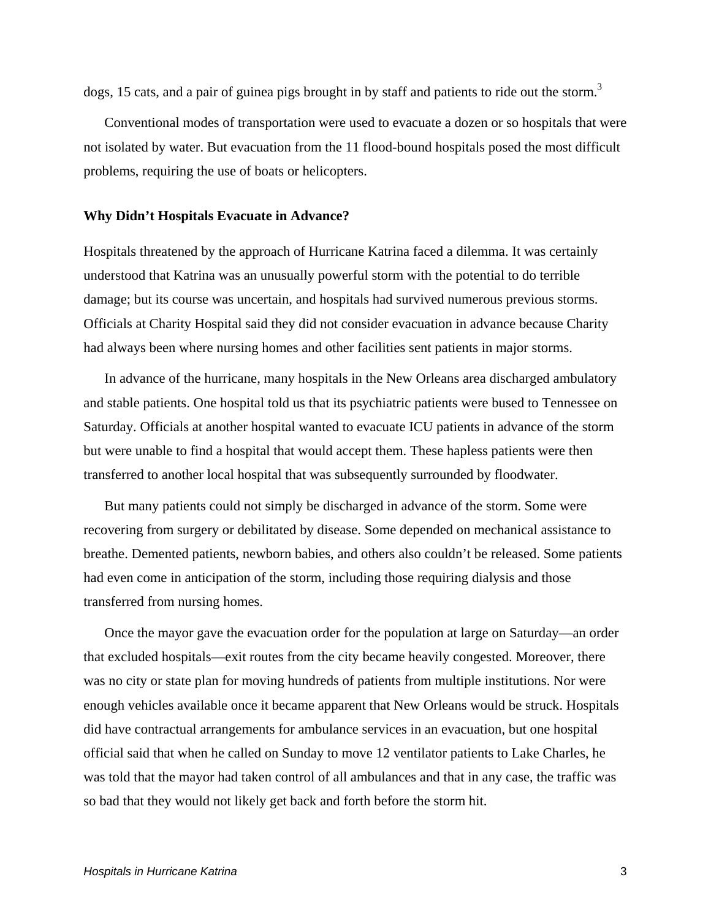dogs, 15 cats, and a pair of guinea pigs brought in by staff and patients to ride out the storm.[3]

Conventional modes of transportation were used to evacuate a dozen or so hospitals that were not isolated by water. But evacuation from the 11 flood-bound hospitals posed the most difficult problems, requiring the use of boats or helicopters.

### Why Didn't Hospitals Evacuate in Advance?

Hospitals threatened by the approach of Hurricane Katrina faced a dilemma. It was certainly understood that Katrina was an unusually powerful storm with the potential to do terrible damage; but its course was uncertain, and hospitals had survived numerous previous storms. Officials at Charity Hospital said they did not consider evacuation in advance because Charity had always been where nursing homes and other facilities sent patients in major storms.

In advance of the hurricane, many hospitals in the New Orleans area discharged ambulatory and stable patients. One hospital told us that its psychiatric patients were bused to Tennessee on Saturday. Officials at another hospital wanted to evacuate ICU patients in advance of the storm but were unable to find a hospital that would accept them. These hapless patients were then transferred to another local hospital that was subsequently surrounded by floodwater.

But many patients could not simply be discharged in advance of the storm. Some were recovering from surgery or debilitated by disease. Some depended on mechanical assistance to breathe. Demented patients, newborn babies, and others also couldn't be released. Some patients had even come in anticipation of the storm, including those requiring dialysis and those transferred from nursing homes.

Once the mayor gave the evacuation order for the population at large on Saturday—an order that excluded hospitals—exit routes from the city became heavily congested. Moreover, there was no city or state plan for moving hundreds of patients from multiple institutions. Nor were enough vehicles available once it became apparent that New Orleans would be struck. Hospitals did have contractual arrangements for ambulance services in an evacuation, but one hospital official said that when he called on Sunday to move 12 ventilator patients to Lake Charles, he was told that the mayor had taken control of all ambulances and that in any case, the traffic was so bad that they would not likely get back and forth before the storm hit.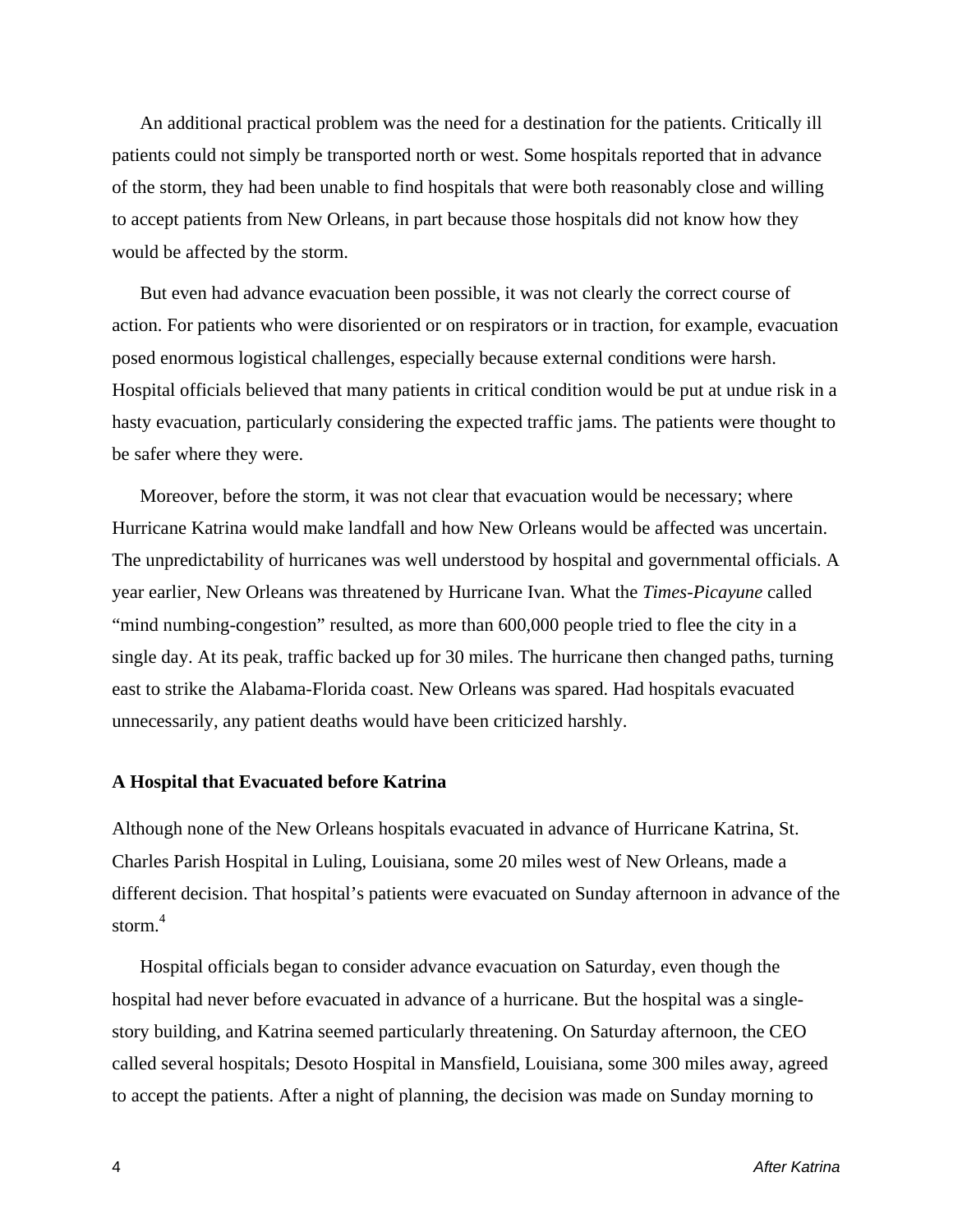An additional practical problem was the need for a destination for the patients. Critically ill patients could not simply be transported north or west. Some hospitals reported that in advance of the storm, they had been unable to find hospitals that were both reasonably close and willing to accept patients from New Orleans, in part because those hospitals did not know how they would be affected by the storm.

But even had advance evacuation been possible, it was not clearly the correct course of action. For patients who were disoriented or on respirators or in traction, for example, evacuation posed enormous logistical challenges, especially because external conditions were harsh. Hospital officials believed that many patients in critical condition would be put at undue risk in a hasty evacuation, particularly considering the expected traffic jams. The patients were thought to be safer where they were.

Moreover, before the storm, it was not clear that evacuation would be necessary; where Hurricane Katrina would make landfall and how New Orleans would be affected was uncertain. The unpredictability of hurricanes was well understood by hospital and governmental officials. A year earlier, New Orleans was threatened by Hurricane Ivan. What the *Times-Picayune* called "mind numbing-congestion" resulted, as more than 600,000 people tried to flee the city in a single day. At its peak, traffic backed up for 30 miles. The hurricane then changed paths, turning east to strike the Alabama-Florida coast. New Orleans was spared. Had hospitals evacuated unnecessarily, any patient deaths would have been criticized harshly.

**A Hospital that Evacuated before Katrina**

Although none of the New Orleans hospitals evacuated in advance of Hurricane Katrina, St. Charles Parish Hospital in Luling, Louisiana, some 20 miles west of New Orleans, made a different decision. That hospital's patients were evacuated on Sunday afternoon in advance of the storm.[4]

Hospital officials began to consider advance evacuation on Saturday, even though the hospital had never before evacuated in advance of a hurricane. But the hospital was a single-story building, and Katrina seemed particularly threatening. On Saturday afternoon, the CEO called several hospitals; Desoto Hospital in Mansfield, Louisiana, some 300 miles away, agreed to accept the patients. After a night of planning, the decision was made on Sunday morning to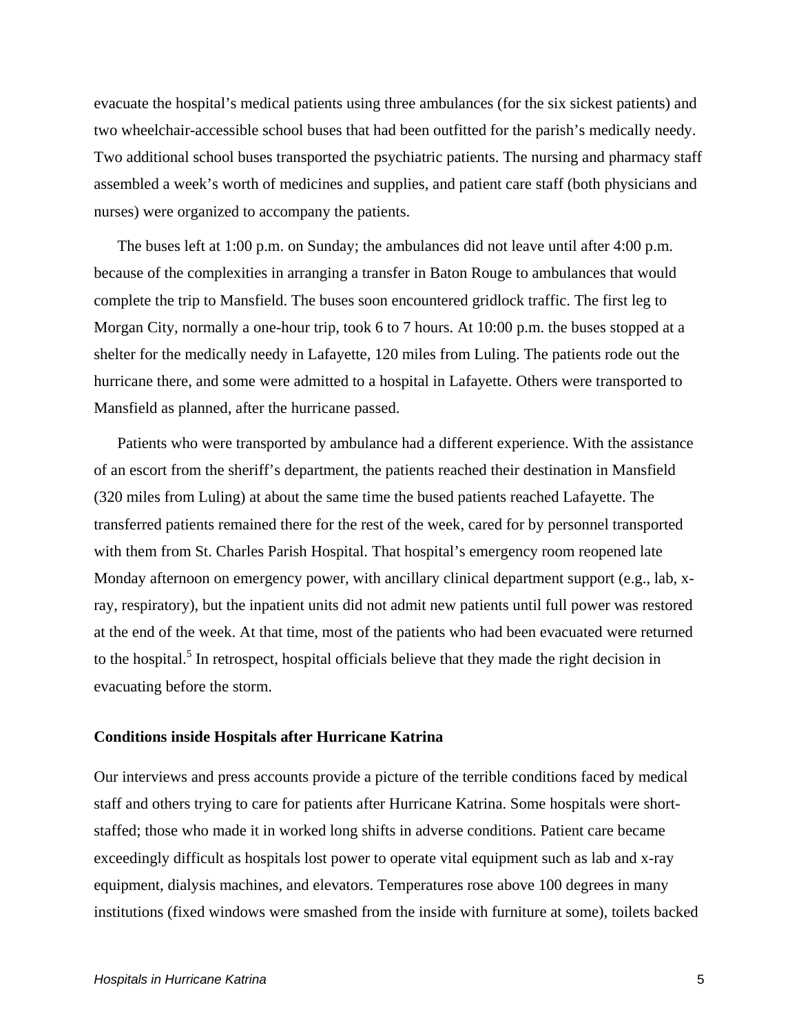evacuate the hospital's medical patients using three ambulances (for the six sickest patients) and two wheelchair-accessible school buses that had been outfitted for the parish's medically needy. Two additional school buses transported the psychiatric patients. The nursing and pharmacy staff assembled a week's worth of medicines and supplies, and patient care staff (both physicians and nurses) were organized to accompany the patients.

The buses left at 1:00 p.m. on Sunday; the ambulances did not leave until after 4:00 p.m. because of the complexities in arranging a transfer in Baton Rouge to ambulances that would complete the trip to Mansfield. The buses soon encountered gridlock traffic. The first leg to Morgan City, normally a one-hour trip, took 6 to 7 hours. At 10:00 p.m. the buses stopped at a shelter for the medically needy in Lafayette, 120 miles from Luling. The patients rode out the hurricane there, and some were admitted to a hospital in Lafayette. Others were transported to Mansfield as planned, after the hurricane passed.

Patients who were transported by ambulance had a different experience. With the assistance of an escort from the sheriff's department, the patients reached their destination in Mansfield (320 miles from Luling) at about the same time the bused patients reached Lafayette. The transferred patients remained there for the rest of the week, cared for by personnel transported with them from St. Charles Parish Hospital. That hospital's emergency room reopened late Monday afternoon on emergency power, with ancillary clinical department support (e.g., lab, x-ray, respiratory), but the inpatient units did not admit new patients until full power was restored at the end of the week. At that time, most of the patients who had been evacuated were returned to the hospital.[5] In retrospect, hospital officials believe that they made the right decision in evacuating before the storm.

### Conditions inside Hospitals after Hurricane Katrina

Our interviews and press accounts provide a picture of the terrible conditions faced by medical staff and others trying to care for patients after Hurricane Katrina. Some hospitals were short-staffed; those who made it in worked long shifts in adverse conditions. Patient care became exceedingly difficult as hospitals lost power to operate vital equipment such as lab and x-ray equipment, dialysis machines, and elevators. Temperatures rose above 100 degrees in many institutions (fixed windows were smashed from the inside with furniture at some), toilets backed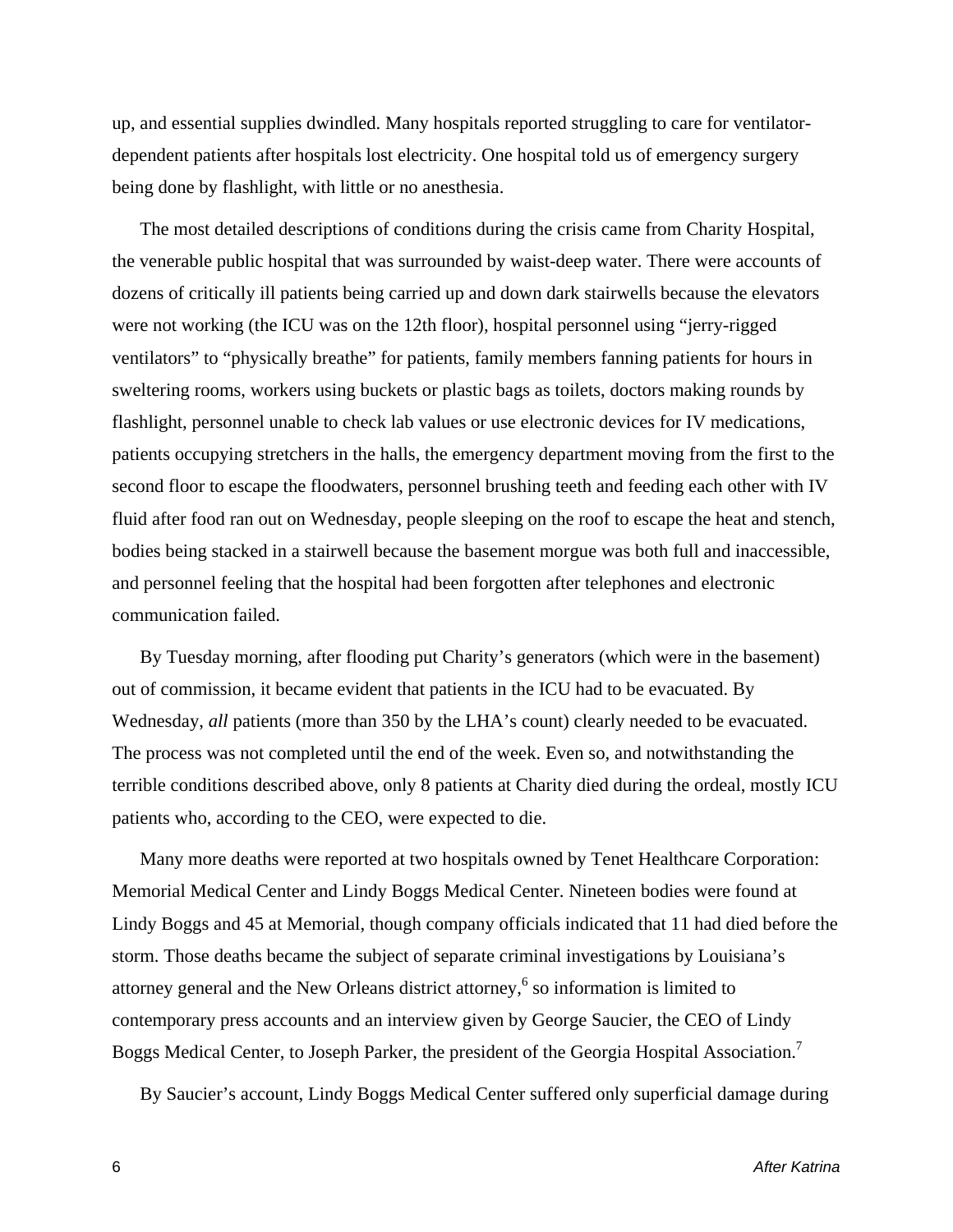up, and essential supplies dwindled. Many hospitals reported struggling to care for ventilator-dependent patients after hospitals lost electricity. One hospital told us of emergency surgery being done by flashlight, with little or no anesthesia.

The most detailed descriptions of conditions during the crisis came from Charity Hospital, the venerable public hospital that was surrounded by waist-deep water. There were accounts of dozens of critically ill patients being carried up and down dark stairwells because the elevators were not working (the ICU was on the 12th floor), hospital personnel using "jerry-rigged ventilators" to "physically breathe" for patients, family members fanning patients for hours in sweltering rooms, workers using buckets or plastic bags as toilets, doctors making rounds by flashlight, personnel unable to check lab values or use electronic devices for IV medications, patients occupying stretchers in the halls, the emergency department moving from the first to the second floor to escape the floodwaters, personnel brushing teeth and feeding each other with IV fluid after food ran out on Wednesday, people sleeping on the roof to escape the heat and stench, bodies being stacked in a stairwell because the basement morgue was both full and inaccessible, and personnel feeling that the hospital had been forgotten after telephones and electronic communication failed.

By Tuesday morning, after flooding put Charity's generators (which were in the basement) out of commission, it became evident that patients in the ICU had to be evacuated. By Wednesday, *all* patients (more than 350 by the LHA's count) clearly needed to be evacuated. The process was not completed until the end of the week. Even so, and notwithstanding the terrible conditions described above, only 8 patients at Charity died during the ordeal, mostly ICU patients who, according to the CEO, were expected to die.

Many more deaths were reported at two hospitals owned by Tenet Healthcare Corporation: Memorial Medical Center and Lindy Boggs Medical Center. Nineteen bodies were found at Lindy Boggs and 45 at Memorial, though company officials indicated that 11 had died before the storm. Those deaths became the subject of separate criminal investigations by Louisiana's attorney general and the New Orleans district attorney,[6] so information is limited to contemporary press accounts and an interview given by George Saucier, the CEO of Lindy Boggs Medical Center, to Joseph Parker, the president of the Georgia Hospital Association.[7]

By Saucier's account, Lindy Boggs Medical Center suffered only superficial damage during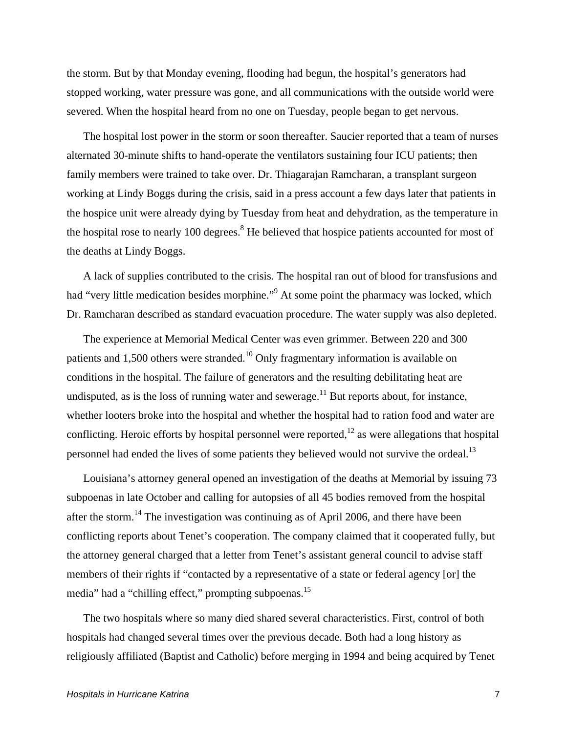the storm. But by that Monday evening, flooding had begun, the hospital's generators had stopped working, water pressure was gone, and all communications with the outside world were severed. When the hospital heard from no one on Tuesday, people began to get nervous.

The hospital lost power in the storm or soon thereafter. Saucier reported that a team of nurses alternated 30-minute shifts to hand-operate the ventilators sustaining four ICU patients; then family members were trained to take over. Dr. Thiagarajan Ramcharan, a transplant surgeon working at Lindy Boggs during the crisis, said in a press account a few days later that patients in the hospice unit were already dying by Tuesday from heat and dehydration, as the temperature in the hospital rose to nearly 100 degrees.[8] He believed that hospice patients accounted for most of the deaths at Lindy Boggs.

A lack of supplies contributed to the crisis. The hospital ran out of blood for transfusions and had "very little medication besides morphine."[9] At some point the pharmacy was locked, which Dr. Ramcharan described as standard evacuation procedure. The water supply was also depleted.

The experience at Memorial Medical Center was even grimmer. Between 220 and 300 patients and 1,500 others were stranded.[10] Only fragmentary information is available on conditions in the hospital. The failure of generators and the resulting debilitating heat are undisputed, as is the loss of running water and sewerage.[11] But reports about, for instance, whether looters broke into the hospital and whether the hospital had to ration food and water are conflicting. Heroic efforts by hospital personnel were reported,[12] as were allegations that hospital personnel had ended the lives of some patients they believed would not survive the ordeal.[13]

Louisiana's attorney general opened an investigation of the deaths at Memorial by issuing 73 subpoenas in late October and calling for autopsies of all 45 bodies removed from the hospital after the storm.[14] The investigation was continuing as of April 2006, and there have been conflicting reports about Tenet's cooperation. The company claimed that it cooperated fully, but the attorney general charged that a letter from Tenet's assistant general council to advise staff members of their rights if "contacted by a representative of a state or federal agency [or] the media" had a "chilling effect," prompting subpoenas.[15]

The two hospitals where so many died shared several characteristics. First, control of both hospitals had changed several times over the previous decade. Both had a long history as religiously affiliated (Baptist and Catholic) before merging in 1994 and being acquired by Tenet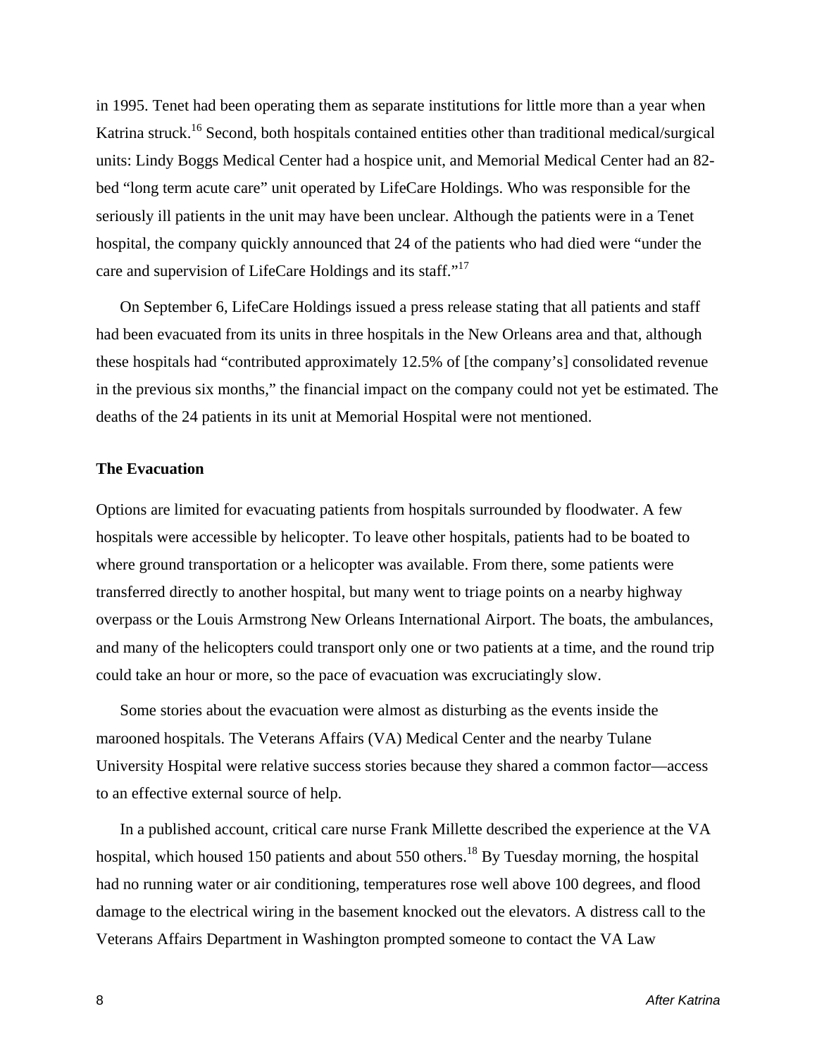in 1995. Tenet had been operating them as separate institutions for little more than a year when Katrina struck.[16] Second, both hospitals contained entities other than traditional medical/surgical units: Lindy Boggs Medical Center had a hospice unit, and Memorial Medical Center had an 82-bed "long term acute care" unit operated by LifeCare Holdings. Who was responsible for the seriously ill patients in the unit may have been unclear. Although the patients were in a Tenet hospital, the company quickly announced that 24 of the patients who had died were "under the care and supervision of LifeCare Holdings and its staff."[17]

On September 6, LifeCare Holdings issued a press release stating that all patients and staff had been evacuated from its units in three hospitals in the New Orleans area and that, although these hospitals had "contributed approximately 12.5% of [the company's] consolidated revenue in the previous six months," the financial impact on the company could not yet be estimated. The deaths of the 24 patients in its unit at Memorial Hospital were not mentioned.

**The Evacuation**

Options are limited for evacuating patients from hospitals surrounded by floodwater. A few hospitals were accessible by helicopter. To leave other hospitals, patients had to be boated to where ground transportation or a helicopter was available. From there, some patients were transferred directly to another hospital, but many went to triage points on a nearby highway overpass or the Louis Armstrong New Orleans International Airport. The boats, the ambulances, and many of the helicopters could transport only one or two patients at a time, and the round trip could take an hour or more, so the pace of evacuation was excruciatingly slow.

Some stories about the evacuation were almost as disturbing as the events inside the marooned hospitals. The Veterans Affairs (VA) Medical Center and the nearby Tulane University Hospital were relative success stories because they shared a common factor—access to an effective external source of help.

In a published account, critical care nurse Frank Millette described the experience at the VA hospital, which housed 150 patients and about 550 others.[18] By Tuesday morning, the hospital had no running water or air conditioning, temperatures rose well above 100 degrees, and flood damage to the electrical wiring in the basement knocked out the elevators. A distress call to the Veterans Affairs Department in Washington prompted someone to contact the VA Law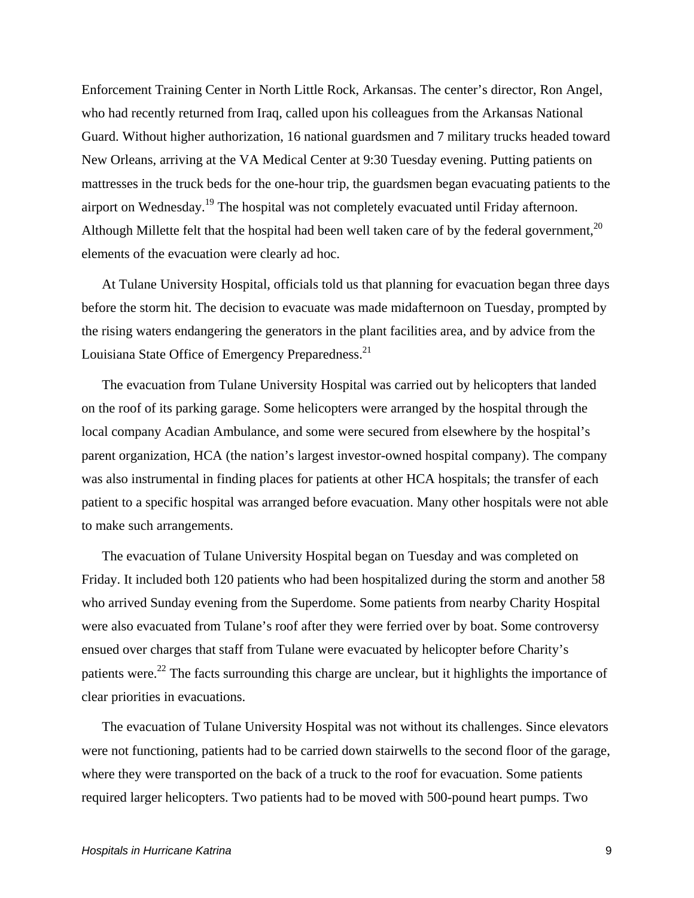Enforcement Training Center in North Little Rock, Arkansas. The center's director, Ron Angel, who had recently returned from Iraq, called upon his colleagues from the Arkansas National Guard. Without higher authorization, 16 national guardsmen and 7 military trucks headed toward New Orleans, arriving at the VA Medical Center at 9:30 Tuesday evening. Putting patients on mattresses in the truck beds for the one-hour trip, the guardsmen began evacuating patients to the airport on Wednesday.[19] The hospital was not completely evacuated until Friday afternoon. Although Millette felt that the hospital had been well taken care of by the federal government,[20] elements of the evacuation were clearly ad hoc.

At Tulane University Hospital, officials told us that planning for evacuation began three days before the storm hit. The decision to evacuate was made midafternoon on Tuesday, prompted by the rising waters endangering the generators in the plant facilities area, and by advice from the Louisiana State Office of Emergency Preparedness.[21]

The evacuation from Tulane University Hospital was carried out by helicopters that landed on the roof of its parking garage. Some helicopters were arranged by the hospital through the local company Acadian Ambulance, and some were secured from elsewhere by the hospital's parent organization, HCA (the nation's largest investor-owned hospital company). The company was also instrumental in finding places for patients at other HCA hospitals; the transfer of each patient to a specific hospital was arranged before evacuation. Many other hospitals were not able to make such arrangements.

The evacuation of Tulane University Hospital began on Tuesday and was completed on Friday. It included both 120 patients who had been hospitalized during the storm and another 58 who arrived Sunday evening from the Superdome. Some patients from nearby Charity Hospital were also evacuated from Tulane's roof after they were ferried over by boat. Some controversy ensued over charges that staff from Tulane were evacuated by helicopter before Charity's patients were.[22] The facts surrounding this charge are unclear, but it highlights the importance of clear priorities in evacuations.

The evacuation of Tulane University Hospital was not without its challenges. Since elevators were not functioning, patients had to be carried down stairwells to the second floor of the garage, where they were transported on the back of a truck to the roof for evacuation. Some patients required larger helicopters. Two patients had to be moved with 500-pound heart pumps. Two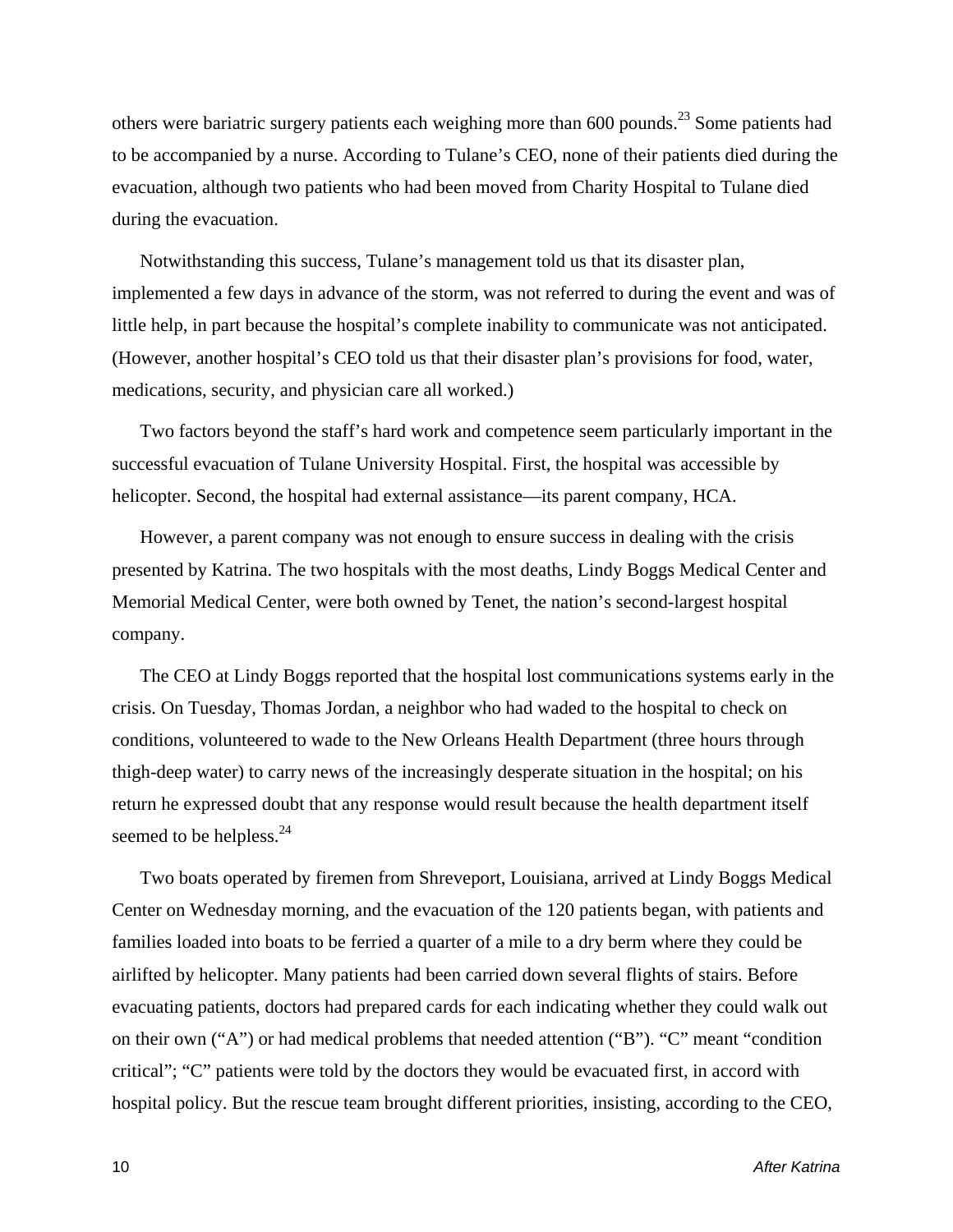others were bariatric surgery patients each weighing more than 600 pounds.[23] Some patients had to be accompanied by a nurse. According to Tulane's CEO, none of their patients died during the evacuation, although two patients who had been moved from Charity Hospital to Tulane died during the evacuation.

Notwithstanding this success, Tulane's management told us that its disaster plan, implemented a few days in advance of the storm, was not referred to during the event and was of little help, in part because the hospital's complete inability to communicate was not anticipated. (However, another hospital's CEO told us that their disaster plan's provisions for food, water, medications, security, and physician care all worked.)

Two factors beyond the staff's hard work and competence seem particularly important in the successful evacuation of Tulane University Hospital. First, the hospital was accessible by helicopter. Second, the hospital had external assistance—its parent company, HCA.

However, a parent company was not enough to ensure success in dealing with the crisis presented by Katrina. The two hospitals with the most deaths, Lindy Boggs Medical Center and Memorial Medical Center, were both owned by Tenet, the nation's second-largest hospital company.

The CEO at Lindy Boggs reported that the hospital lost communications systems early in the crisis. On Tuesday, Thomas Jordan, a neighbor who had waded to the hospital to check on conditions, volunteered to wade to the New Orleans Health Department (three hours through thigh-deep water) to carry news of the increasingly desperate situation in the hospital; on his return he expressed doubt that any response would result because the health department itself seemed to be helpless.[24]

Two boats operated by firemen from Shreveport, Louisiana, arrived at Lindy Boggs Medical Center on Wednesday morning, and the evacuation of the 120 patients began, with patients and families loaded into boats to be ferried a quarter of a mile to a dry berm where they could be airlifted by helicopter. Many patients had been carried down several flights of stairs. Before evacuating patients, doctors had prepared cards for each indicating whether they could walk out on their own ("A") or had medical problems that needed attention ("B"). "C" meant "condition critical"; "C" patients were told by the doctors they would be evacuated first, in accord with hospital policy. But the rescue team brought different priorities, insisting, according to the CEO,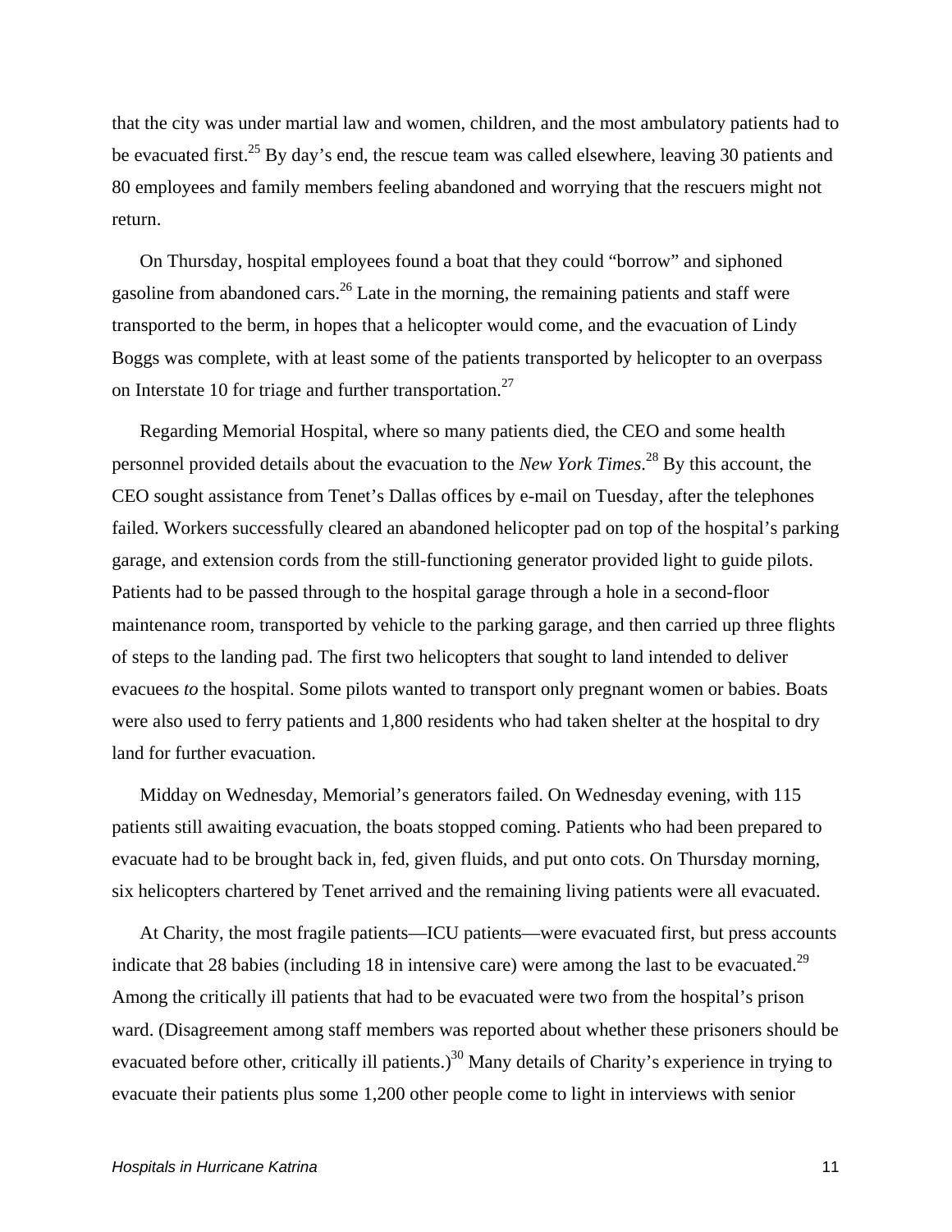that the city was under martial law and women, children, and the most ambulatory patients had to be evacuated first.[25] By day's end, the rescue team was called elsewhere, leaving 30 patients and 80 employees and family members feeling abandoned and worrying that the rescuers might not return.

On Thursday, hospital employees found a boat that they could "borrow" and siphoned gasoline from abandoned cars.[26] Late in the morning, the remaining patients and staff were transported to the berm, in hopes that a helicopter would come, and the evacuation of Lindy Boggs was complete, with at least some of the patients transported by helicopter to an overpass on Interstate 10 for triage and further transportation.[27]

Regarding Memorial Hospital, where so many patients died, the CEO and some health personnel provided details about the evacuation to the *New York Times*.[28] By this account, the CEO sought assistance from Tenet's Dallas offices by e-mail on Tuesday, after the telephones failed. Workers successfully cleared an abandoned helicopter pad on top of the hospital's parking garage, and extension cords from the still-functioning generator provided light to guide pilots. Patients had to be passed through to the hospital garage through a hole in a second-floor maintenance room, transported by vehicle to the parking garage, and then carried up three flights of steps to the landing pad. The first two helicopters that sought to land intended to deliver evacuees *to* the hospital. Some pilots wanted to transport only pregnant women or babies. Boats were also used to ferry patients and 1,800 residents who had taken shelter at the hospital to dry land for further evacuation.

Midday on Wednesday, Memorial's generators failed. On Wednesday evening, with 115 patients still awaiting evacuation, the boats stopped coming. Patients who had been prepared to evacuate had to be brought back in, fed, given fluids, and put onto cots. On Thursday morning, six helicopters chartered by Tenet arrived and the remaining living patients were all evacuated.

At Charity, the most fragile patients—ICU patients—were evacuated first, but press accounts indicate that 28 babies (including 18 in intensive care) were among the last to be evacuated.[29] Among the critically ill patients that had to be evacuated were two from the hospital's prison ward. (Disagreement among staff members was reported about whether these prisoners should be evacuated before other, critically ill patients.)[30] Many details of Charity's experience in trying to evacuate their patients plus some 1,200 other people come to light in interviews with senior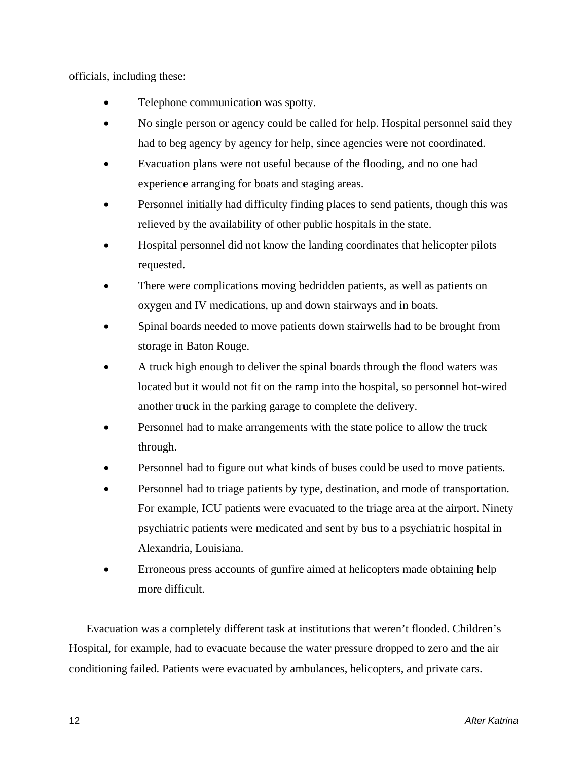officials, including these:

- Telephone communication was spotty.
- No single person or agency could be called for help. Hospital personnel said they had to beg agency by agency for help, since agencies were not coordinated.
- Evacuation plans were not useful because of the flooding, and no one had experience arranging for boats and staging areas.
- Personnel initially had difficulty finding places to send patients, though this was relieved by the availability of other public hospitals in the state.
- Hospital personnel did not know the landing coordinates that helicopter pilots requested.
- There were complications moving bedridden patients, as well as patients on oxygen and IV medications, up and down stairways and in boats.
- Spinal boards needed to move patients down stairwells had to be brought from storage in Baton Rouge.
- A truck high enough to deliver the spinal boards through the flood waters was located but it would not fit on the ramp into the hospital, so personnel hot-wired another truck in the parking garage to complete the delivery.
- Personnel had to make arrangements with the state police to allow the truck through.
- Personnel had to figure out what kinds of buses could be used to move patients.
- Personnel had to triage patients by type, destination, and mode of transportation. For example, ICU patients were evacuated to the triage area at the airport. Ninety psychiatric patients were medicated and sent by bus to a psychiatric hospital in Alexandria, Louisiana.
- Erroneous press accounts of gunfire aimed at helicopters made obtaining help more difficult.

Evacuation was a completely different task at institutions that weren't flooded. Children's Hospital, for example, had to evacuate because the water pressure dropped to zero and the air conditioning failed. Patients were evacuated by ambulances, helicopters, and private cars.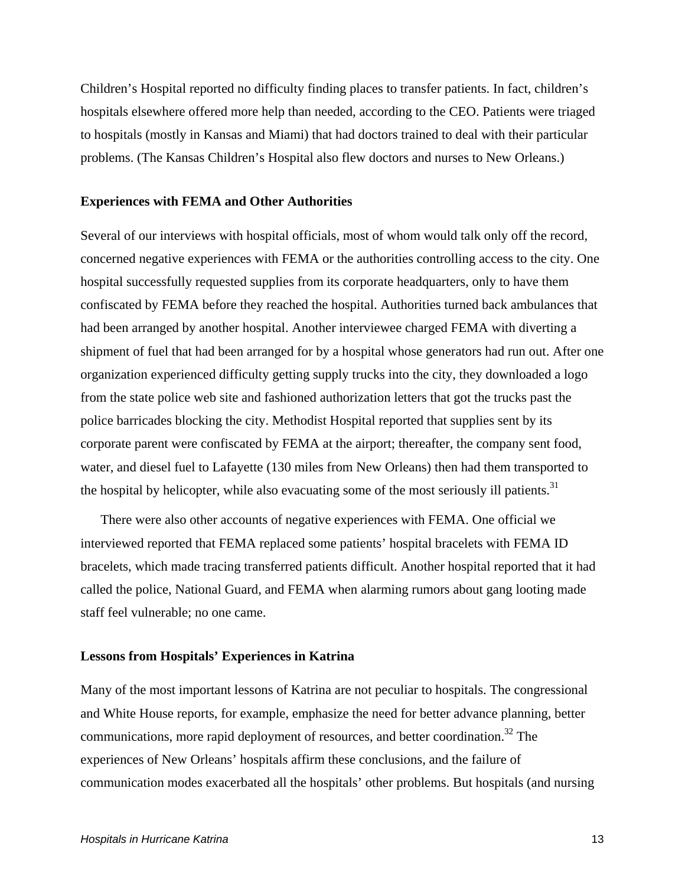Children's Hospital reported no difficulty finding places to transfer patients. In fact, children's hospitals elsewhere offered more help than needed, according to the CEO. Patients were triaged to hospitals (mostly in Kansas and Miami) that had doctors trained to deal with their particular problems. (The Kansas Children's Hospital also flew doctors and nurses to New Orleans.)

### Experiences with FEMA and Other Authorities

Several of our interviews with hospital officials, most of whom would talk only off the record, concerned negative experiences with FEMA or the authorities controlling access to the city. One hospital successfully requested supplies from its corporate headquarters, only to have them confiscated by FEMA before they reached the hospital. Authorities turned back ambulances that had been arranged by another hospital. Another interviewee charged FEMA with diverting a shipment of fuel that had been arranged for by a hospital whose generators had run out. After one organization experienced difficulty getting supply trucks into the city, they downloaded a logo from the state police web site and fashioned authorization letters that got the trucks past the police barricades blocking the city. Methodist Hospital reported that supplies sent by its corporate parent were confiscated by FEMA at the airport; thereafter, the company sent food, water, and diesel fuel to Lafayette (130 miles from New Orleans) then had them transported to the hospital by helicopter, while also evacuating some of the most seriously ill patients.[31]

There were also other accounts of negative experiences with FEMA. One official we interviewed reported that FEMA replaced some patients' hospital bracelets with FEMA ID bracelets, which made tracing transferred patients difficult. Another hospital reported that it had called the police, National Guard, and FEMA when alarming rumors about gang looting made staff feel vulnerable; no one came.

### Lessons from Hospitals' Experiences in Katrina

Many of the most important lessons of Katrina are not peculiar to hospitals. The congressional and White House reports, for example, emphasize the need for better advance planning, better communications, more rapid deployment of resources, and better coordination.[32] The experiences of New Orleans' hospitals affirm these conclusions, and the failure of communication modes exacerbated all the hospitals' other problems. But hospitals (and nursing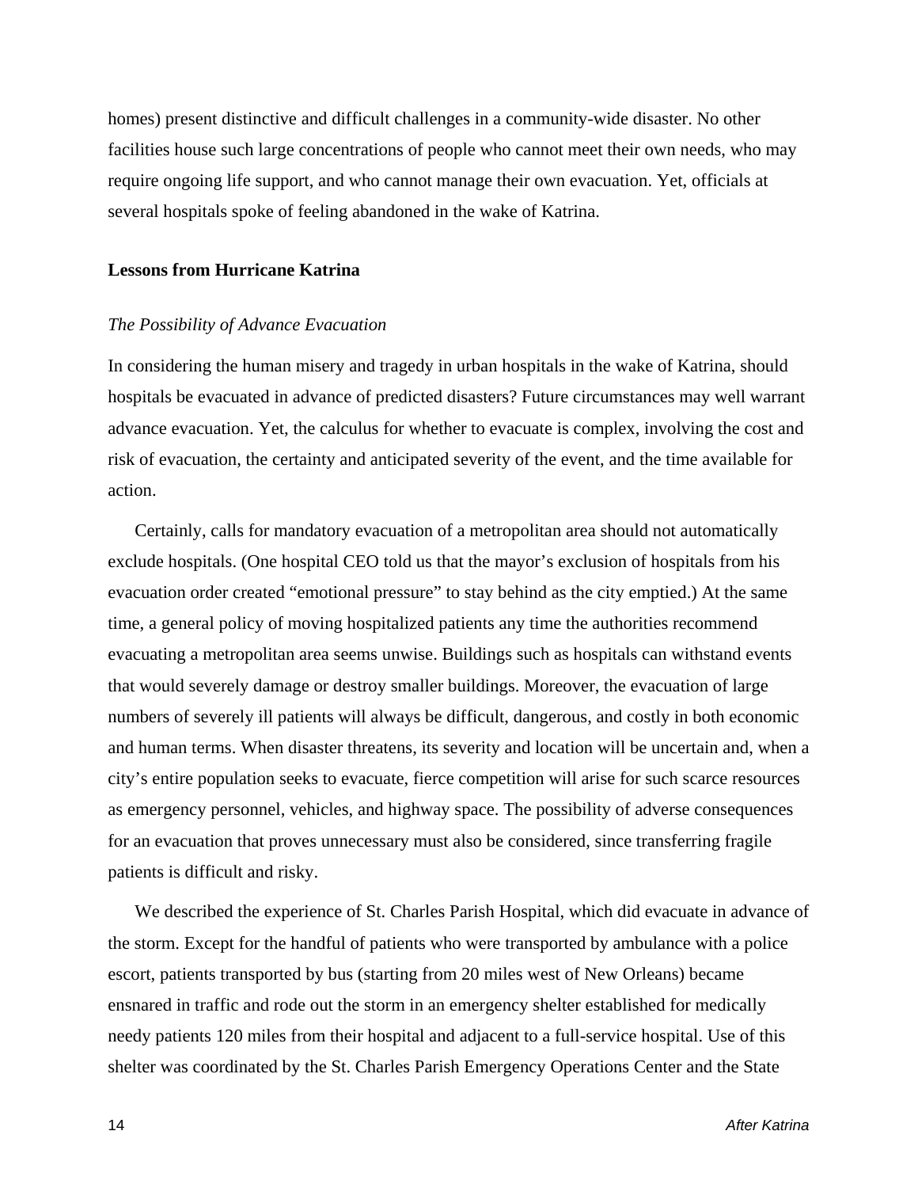homes) present distinctive and difficult challenges in a community-wide disaster. No other facilities house such large concentrations of people who cannot meet their own needs, who may require ongoing life support, and who cannot manage their own evacuation. Yet, officials at several hospitals spoke of feeling abandoned in the wake of Katrina.

## Lessons from Hurricane Katrina

### *The Possibility of Advance Evacuation*

In considering the human misery and tragedy in urban hospitals in the wake of Katrina, should hospitals be evacuated in advance of predicted disasters? Future circumstances may well warrant advance evacuation. Yet, the calculus for whether to evacuate is complex, involving the cost and risk of evacuation, the certainty and anticipated severity of the event, and the time available for action.

Certainly, calls for mandatory evacuation of a metropolitan area should not automatically exclude hospitals. (One hospital CEO told us that the mayor's exclusion of hospitals from his evacuation order created "emotional pressure" to stay behind as the city emptied.) At the same time, a general policy of moving hospitalized patients any time the authorities recommend evacuating a metropolitan area seems unwise. Buildings such as hospitals can withstand events that would severely damage or destroy smaller buildings. Moreover, the evacuation of large numbers of severely ill patients will always be difficult, dangerous, and costly in both economic and human terms. When disaster threatens, its severity and location will be uncertain and, when a city's entire population seeks to evacuate, fierce competition will arise for such scarce resources as emergency personnel, vehicles, and highway space. The possibility of adverse consequences for an evacuation that proves unnecessary must also be considered, since transferring fragile patients is difficult and risky.

We described the experience of St. Charles Parish Hospital, which did evacuate in advance of the storm. Except for the handful of patients who were transported by ambulance with a police escort, patients transported by bus (starting from 20 miles west of New Orleans) became ensnared in traffic and rode out the storm in an emergency shelter established for medically needy patients 120 miles from their hospital and adjacent to a full-service hospital. Use of this shelter was coordinated by the St. Charles Parish Emergency Operations Center and the State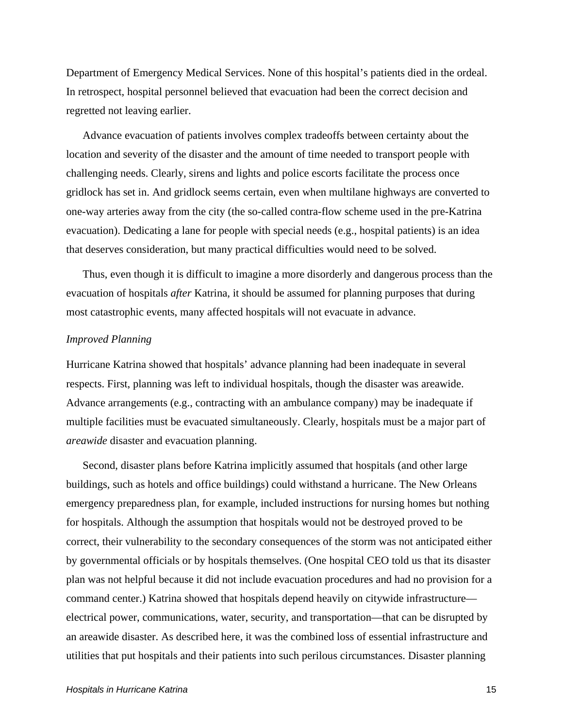Department of Emergency Medical Services. None of this hospital's patients died in the ordeal. In retrospect, hospital personnel believed that evacuation had been the correct decision and regretted not leaving earlier.

Advance evacuation of patients involves complex tradeoffs between certainty about the location and severity of the disaster and the amount of time needed to transport people with challenging needs. Clearly, sirens and lights and police escorts facilitate the process once gridlock has set in. And gridlock seems certain, even when multilane highways are converted to one-way arteries away from the city (the so-called contra-flow scheme used in the pre-Katrina evacuation). Dedicating a lane for people with special needs (e.g., hospital patients) is an idea that deserves consideration, but many practical difficulties would need to be solved.

Thus, even though it is difficult to imagine a more disorderly and dangerous process than the evacuation of hospitals *after* Katrina, it should be assumed for planning purposes that during most catastrophic events, many affected hospitals will not evacuate in advance.

### *Improved Planning*

Hurricane Katrina showed that hospitals' advance planning had been inadequate in several respects. First, planning was left to individual hospitals, though the disaster was areawide. Advance arrangements (e.g., contracting with an ambulance company) may be inadequate if multiple facilities must be evacuated simultaneously. Clearly, hospitals must be a major part of *areawide* disaster and evacuation planning.

Second, disaster plans before Katrina implicitly assumed that hospitals (and other large buildings, such as hotels and office buildings) could withstand a hurricane. The New Orleans emergency preparedness plan, for example, included instructions for nursing homes but nothing for hospitals. Although the assumption that hospitals would not be destroyed proved to be correct, their vulnerability to the secondary consequences of the storm was not anticipated either by governmental officials or by hospitals themselves. (One hospital CEO told us that its disaster plan was not helpful because it did not include evacuation procedures and had no provision for a command center.) Katrina showed that hospitals depend heavily on citywide infrastructure—electrical power, communications, water, security, and transportation—that can be disrupted by an areawide disaster. As described here, it was the combined loss of essential infrastructure and utilities that put hospitals and their patients into such perilous circumstances. Disaster planning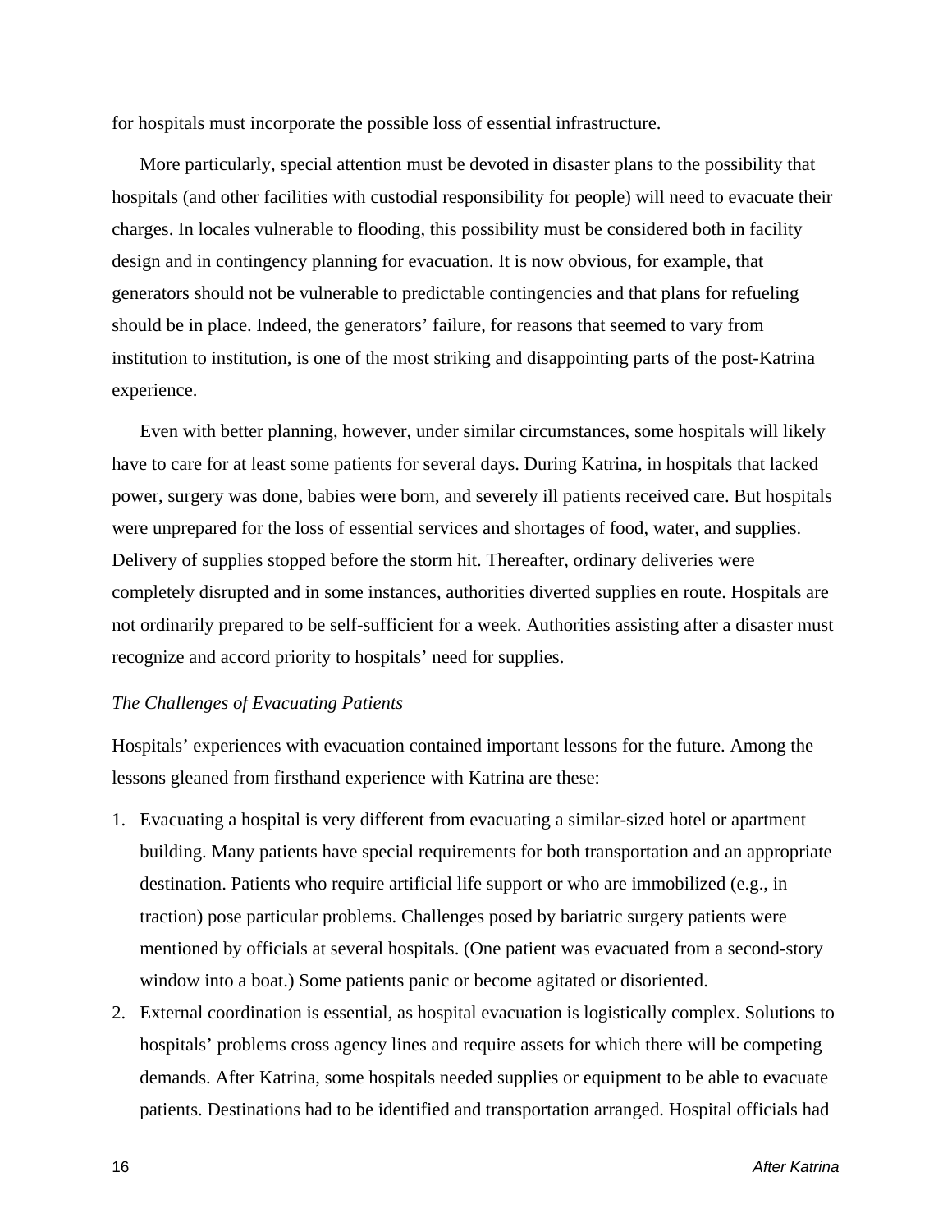for hospitals must incorporate the possible loss of essential infrastructure.

More particularly, special attention must be devoted in disaster plans to the possibility that hospitals (and other facilities with custodial responsibility for people) will need to evacuate their charges. In locales vulnerable to flooding, this possibility must be considered both in facility design and in contingency planning for evacuation. It is now obvious, for example, that generators should not be vulnerable to predictable contingencies and that plans for refueling should be in place. Indeed, the generators' failure, for reasons that seemed to vary from institution to institution, is one of the most striking and disappointing parts of the post-Katrina experience.

Even with better planning, however, under similar circumstances, some hospitals will likely have to care for at least some patients for several days. During Katrina, in hospitals that lacked power, surgery was done, babies were born, and severely ill patients received care. But hospitals were unprepared for the loss of essential services and shortages of food, water, and supplies. Delivery of supplies stopped before the storm hit. Thereafter, ordinary deliveries were completely disrupted and in some instances, authorities diverted supplies en route. Hospitals are not ordinarily prepared to be self-sufficient for a week. Authorities assisting after a disaster must recognize and accord priority to hospitals' need for supplies.

*The Challenges of Evacuating Patients*

Hospitals' experiences with evacuation contained important lessons for the future. Among the lessons gleaned from firsthand experience with Katrina are these:

1. Evacuating a hospital is very different from evacuating a similar-sized hotel or apartment building. Many patients have special requirements for both transportation and an appropriate destination. Patients who require artificial life support or who are immobilized (e.g., in traction) pose particular problems. Challenges posed by bariatric surgery patients were mentioned by officials at several hospitals. (One patient was evacuated from a second-story window into a boat.) Some patients panic or become agitated or disoriented.
2. External coordination is essential, as hospital evacuation is logistically complex. Solutions to hospitals' problems cross agency lines and require assets for which there will be competing demands. After Katrina, some hospitals needed supplies or equipment to be able to evacuate patients. Destinations had to be identified and transportation arranged. Hospital officials had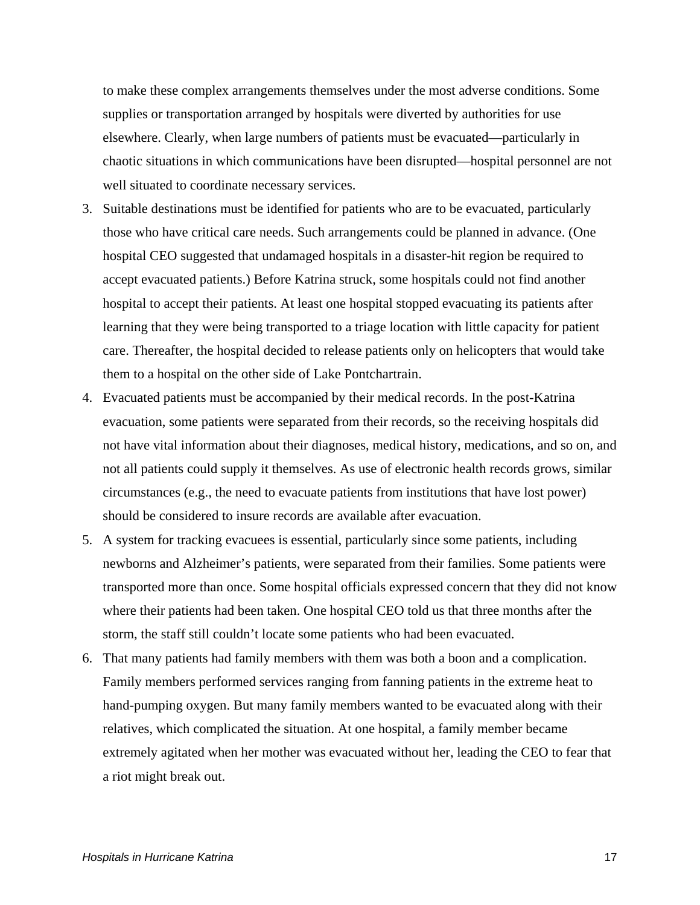to make these complex arrangements themselves under the most adverse conditions. Some supplies or transportation arranged by hospitals were diverted by authorities for use elsewhere. Clearly, when large numbers of patients must be evacuated—particularly in chaotic situations in which communications have been disrupted—hospital personnel are not well situated to coordinate necessary services.

3. Suitable destinations must be identified for patients who are to be evacuated, particularly those who have critical care needs. Such arrangements could be planned in advance. (One hospital CEO suggested that undamaged hospitals in a disaster-hit region be required to accept evacuated patients.) Before Katrina struck, some hospitals could not find another hospital to accept their patients. At least one hospital stopped evacuating its patients after learning that they were being transported to a triage location with little capacity for patient care. Thereafter, the hospital decided to release patients only on helicopters that would take them to a hospital on the other side of Lake Pontchartrain.
4. Evacuated patients must be accompanied by their medical records. In the post-Katrina evacuation, some patients were separated from their records, so the receiving hospitals did not have vital information about their diagnoses, medical history, medications, and so on, and not all patients could supply it themselves. As use of electronic health records grows, similar circumstances (e.g., the need to evacuate patients from institutions that have lost power) should be considered to insure records are available after evacuation.
5. A system for tracking evacuees is essential, particularly since some patients, including newborns and Alzheimer's patients, were separated from their families. Some patients were transported more than once. Some hospital officials expressed concern that they did not know where their patients had been taken. One hospital CEO told us that three months after the storm, the staff still couldn't locate some patients who had been evacuated.
6. That many patients had family members with them was both a boon and a complication. Family members performed services ranging from fanning patients in the extreme heat to hand-pumping oxygen. But many family members wanted to be evacuated along with their relatives, which complicated the situation. At one hospital, a family member became extremely agitated when her mother was evacuated without her, leading the CEO to fear that a riot might break out.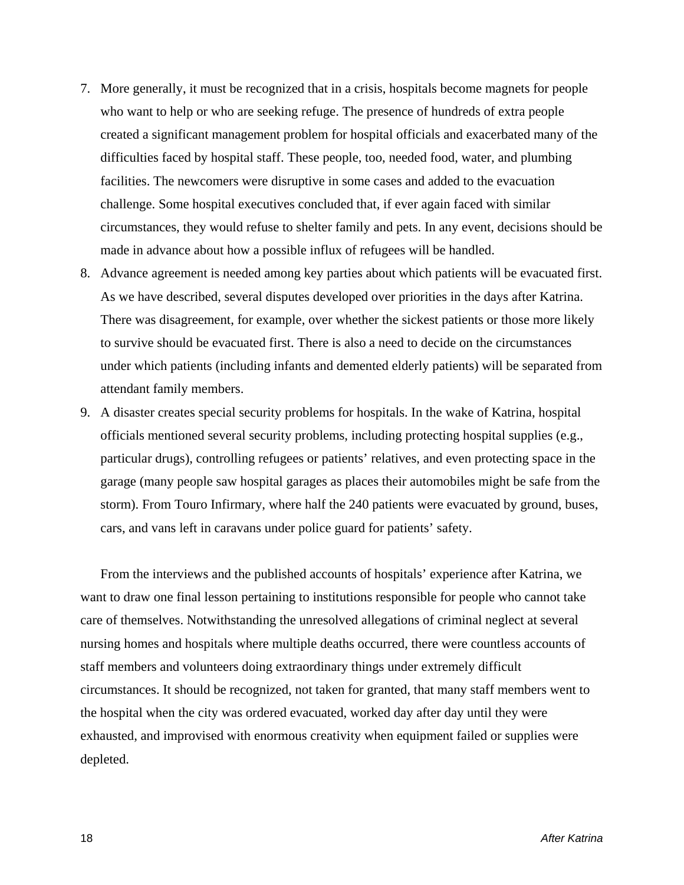7. More generally, it must be recognized that in a crisis, hospitals become magnets for people who want to help or who are seeking refuge. The presence of hundreds of extra people created a significant management problem for hospital officials and exacerbated many of the difficulties faced by hospital staff. These people, too, needed food, water, and plumbing facilities. The newcomers were disruptive in some cases and added to the evacuation challenge. Some hospital executives concluded that, if ever again faced with similar circumstances, they would refuse to shelter family and pets. In any event, decisions should be made in advance about how a possible influx of refugees will be handled.
8. Advance agreement is needed among key parties about which patients will be evacuated first. As we have described, several disputes developed over priorities in the days after Katrina. There was disagreement, for example, over whether the sickest patients or those more likely to survive should be evacuated first. There is also a need to decide on the circumstances under which patients (including infants and demented elderly patients) will be separated from attendant family members.
9. A disaster creates special security problems for hospitals. In the wake of Katrina, hospital officials mentioned several security problems, including protecting hospital supplies (e.g., particular drugs), controlling refugees or patients' relatives, and even protecting space in the garage (many people saw hospital garages as places their automobiles might be safe from the storm). From Touro Infirmary, where half the 240 patients were evacuated by ground, buses, cars, and vans left in caravans under police guard for patients' safety.

From the interviews and the published accounts of hospitals' experience after Katrina, we want to draw one final lesson pertaining to institutions responsible for people who cannot take care of themselves. Notwithstanding the unresolved allegations of criminal neglect at several nursing homes and hospitals where multiple deaths occurred, there were countless accounts of staff members and volunteers doing extraordinary things under extremely difficult circumstances. It should be recognized, not taken for granted, that many staff members went to the hospital when the city was ordered evacuated, worked day after day until they were exhausted, and improvised with enormous creativity when equipment failed or supplies were depleted.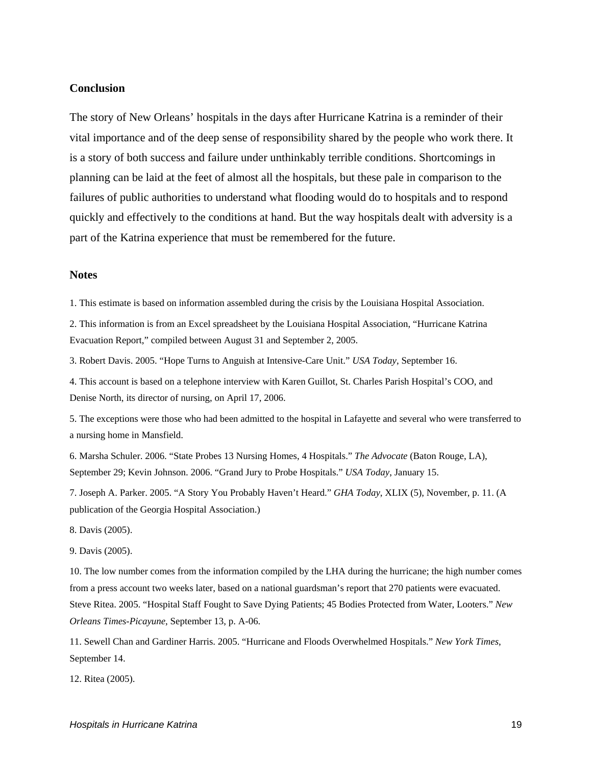## Conclusion

The story of New Orleans' hospitals in the days after Hurricane Katrina is a reminder of their vital importance and of the deep sense of responsibility shared by the people who work there. It is a story of both success and failure under unthinkably terrible conditions. Shortcomings in planning can be laid at the feet of almost all the hospitals, but these pale in comparison to the failures of public authorities to understand what flooding would do to hospitals and to respond quickly and effectively to the conditions at hand. But the way hospitals dealt with adversity is a part of the Katrina experience that must be remembered for the future.

## Notes

1. This estimate is based on information assembled during the crisis by the Louisiana Hospital Association.

2. This information is from an Excel spreadsheet by the Louisiana Hospital Association, "Hurricane Katrina Evacuation Report," compiled between August 31 and September 2, 2005.

3. Robert Davis. 2005. "Hope Turns to Anguish at Intensive-Care Unit." *USA Today*, September 16.

4. This account is based on a telephone interview with Karen Guillot, St. Charles Parish Hospital's COO, and Denise North, its director of nursing, on April 17, 2006.

5. The exceptions were those who had been admitted to the hospital in Lafayette and several who were transferred to a nursing home in Mansfield.

6. Marsha Schuler. 2006. "State Probes 13 Nursing Homes, 4 Hospitals." *The Advocate* (Baton Rouge, LA), September 29; Kevin Johnson. 2006. "Grand Jury to Probe Hospitals." *USA Today*, January 15.

7. Joseph A. Parker. 2005. "A Story You Probably Haven't Heard." *GHA Today*, XLIX (5), November, p. 11. (A publication of the Georgia Hospital Association.)

8. Davis (2005).

9. Davis (2005).

10. The low number comes from the information compiled by the LHA during the hurricane; the high number comes from a press account two weeks later, based on a national guardsman's report that 270 patients were evacuated. Steve Ritea. 2005. "Hospital Staff Fought to Save Dying Patients; 45 Bodies Protected from Water, Looters." *New Orleans Times-Picayune*, September 13, p. A-06.

11. Sewell Chan and Gardiner Harris. 2005. "Hurricane and Floods Overwhelmed Hospitals." *New York Times*, September 14.

12. Ritea (2005).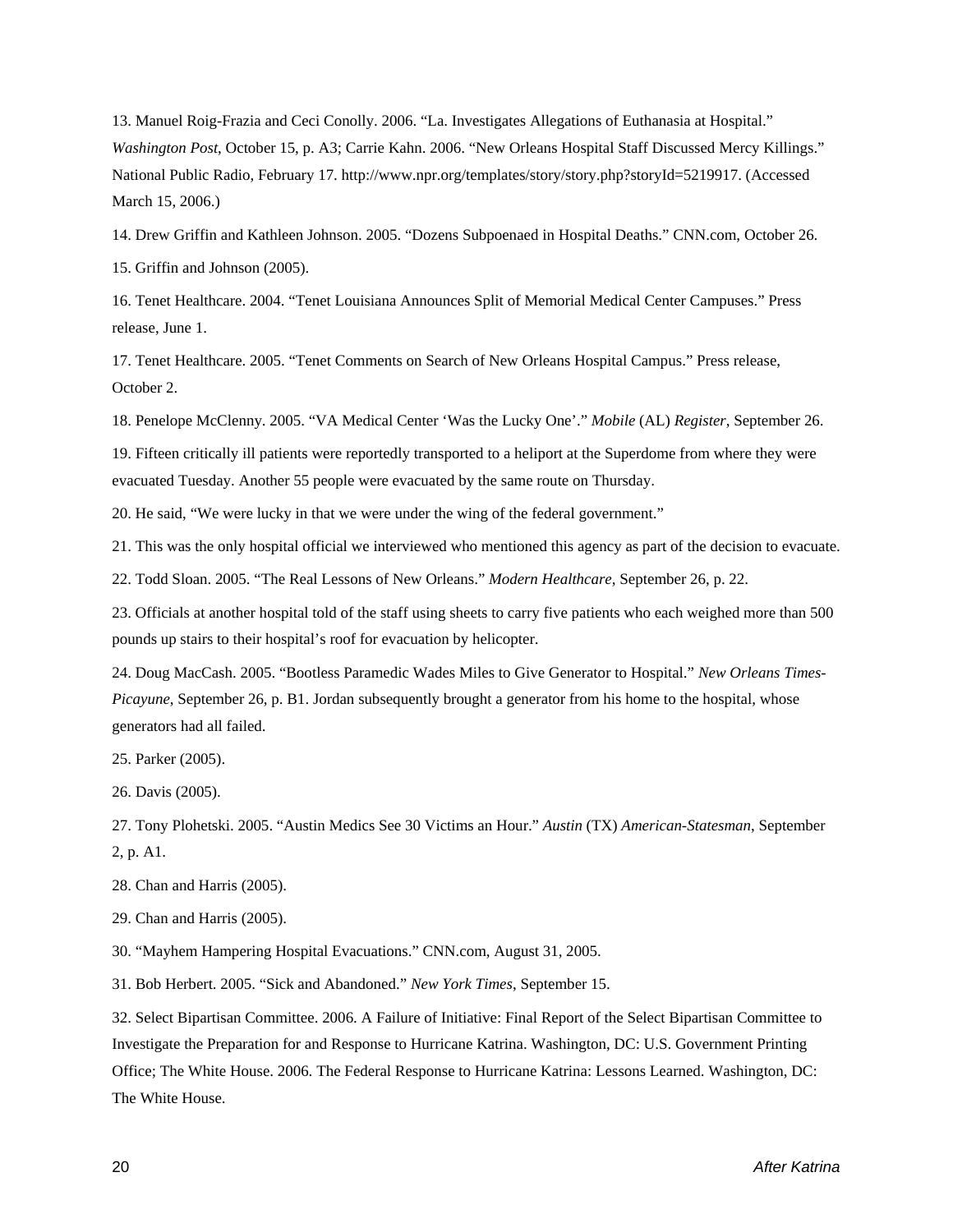13. Manuel Roig-Frazia and Ceci Conolly. 2006. “La. Investigates Allegations of Euthanasia at Hospital.” *Washington Post*, October 15, p. A3; Carrie Kahn. 2006. “New Orleans Hospital Staff Discussed Mercy Killings.” National Public Radio, February 17. http://www.npr.org/templates/story/story.php?storyId=5219917. (Accessed March 15, 2006.)

14. Drew Griffin and Kathleen Johnson. 2005. “Dozens Subpoenaed in Hospital Deaths.” CNN.com, October 26.

15. Griffin and Johnson (2005).

16. Tenet Healthcare. 2004. “Tenet Louisiana Announces Split of Memorial Medical Center Campuses.” Press release, June 1.

17. Tenet Healthcare. 2005. “Tenet Comments on Search of New Orleans Hospital Campus.” Press release, October 2.

18. Penelope McClenny. 2005. “VA Medical Center ‘Was the Lucky One’.” *Mobile* (AL) *Register*, September 26.

19. Fifteen critically ill patients were reportedly transported to a heliport at the Superdome from where they were evacuated Tuesday. Another 55 people were evacuated by the same route on Thursday.

20. He said, “We were lucky in that we were under the wing of the federal government.”

21. This was the only hospital official we interviewed who mentioned this agency as part of the decision to evacuate.

22. Todd Sloan. 2005. “The Real Lessons of New Orleans.” *Modern Healthcare*, September 26, p. 22.

23. Officials at another hospital told of the staff using sheets to carry five patients who each weighed more than 500 pounds up stairs to their hospital’s roof for evacuation by helicopter.

24. Doug MacCash. 2005. “Bootless Paramedic Wades Miles to Give Generator to Hospital.” *New Orleans Times-Picayune*, September 26, p. B1. Jordan subsequently brought a generator from his home to the hospital, whose generators had all failed.

25. Parker (2005).

26. Davis (2005).

27. Tony Plohetski. 2005. “Austin Medics See 30 Victims an Hour.” *Austin* (TX) *American-Statesman*, September 2, p. A1.

28. Chan and Harris (2005).

29. Chan and Harris (2005).

30. “Mayhem Hampering Hospital Evacuations.” CNN.com, August 31, 2005.

31. Bob Herbert. 2005. “Sick and Abandoned.” *New York Times*, September 15.

32. Select Bipartisan Committee. 2006. A Failure of Initiative: Final Report of the Select Bipartisan Committee to Investigate the Preparation for and Response to Hurricane Katrina. Washington, DC: U.S. Government Printing Office; The White House. 2006. The Federal Response to Hurricane Katrina: Lessons Learned. Washington, DC: The White House.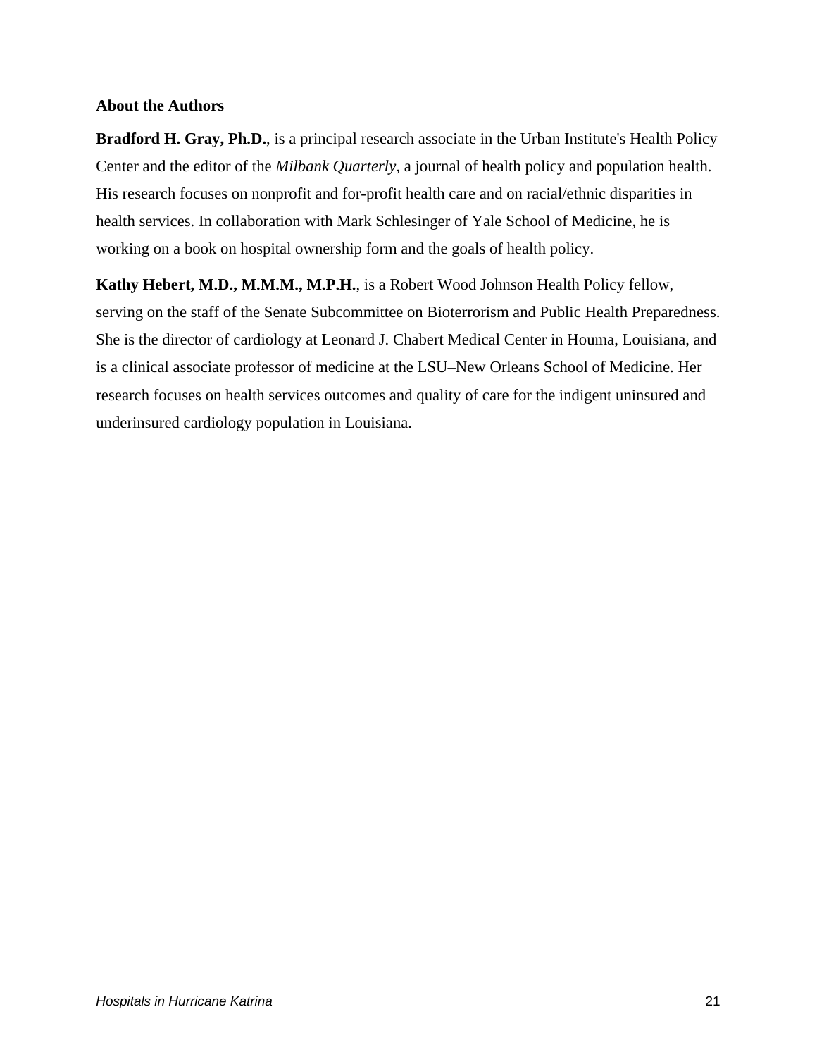## About the Authors

**Bradford H. Gray, Ph.D.**, is a principal research associate in the Urban Institute's Health Policy Center and the editor of the *Milbank Quarterly*, a journal of health policy and population health. His research focuses on nonprofit and for-profit health care and on racial/ethnic disparities in health services. In collaboration with Mark Schlesinger of Yale School of Medicine, he is working on a book on hospital ownership form and the goals of health policy.

**Kathy Hebert, M.D., M.M.M., M.P.H.**, is a Robert Wood Johnson Health Policy fellow, serving on the staff of the Senate Subcommittee on Bioterrorism and Public Health Preparedness. She is the director of cardiology at Leonard J. Chabert Medical Center in Houma, Louisiana, and is a clinical associate professor of medicine at the LSU–New Orleans School of Medicine. Her research focuses on health services outcomes and quality of care for the indigent uninsured and underinsured cardiology population in Louisiana.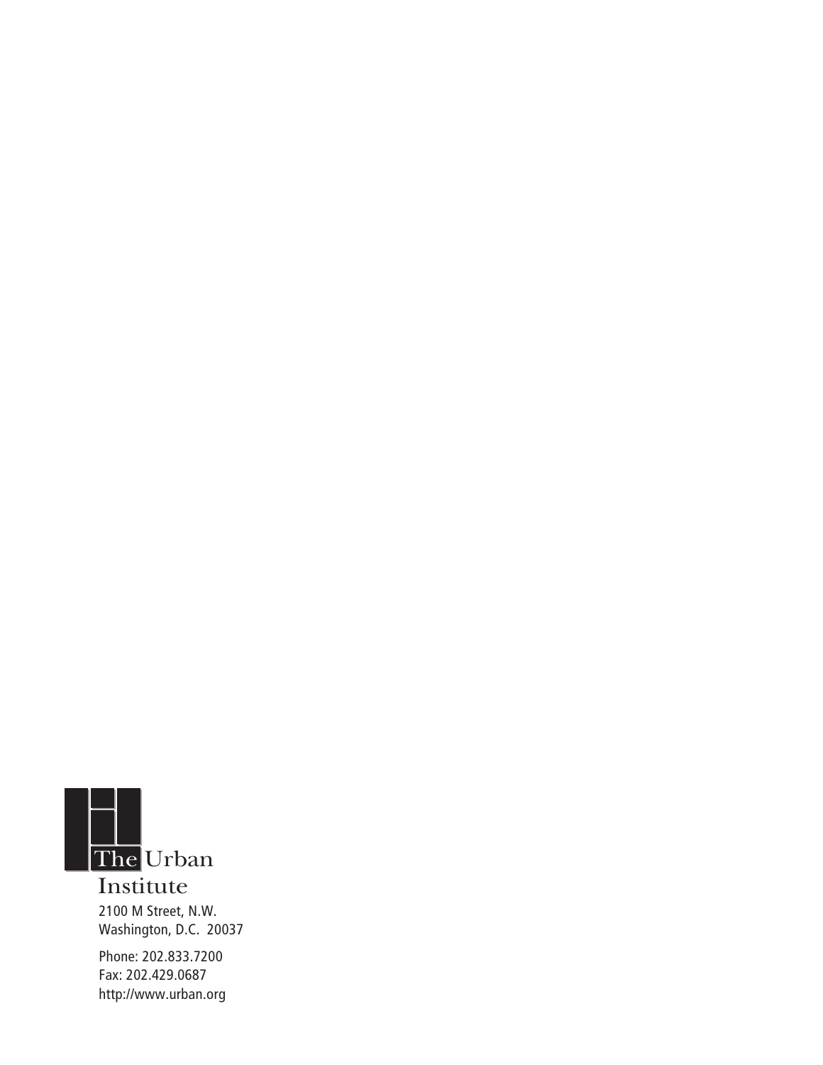The Urban Institute

2100 M Street, N.W.
Washington, D.C. 20037

Phone: 202.833.7200
Fax: 202.429.0687
http://www.urban.org